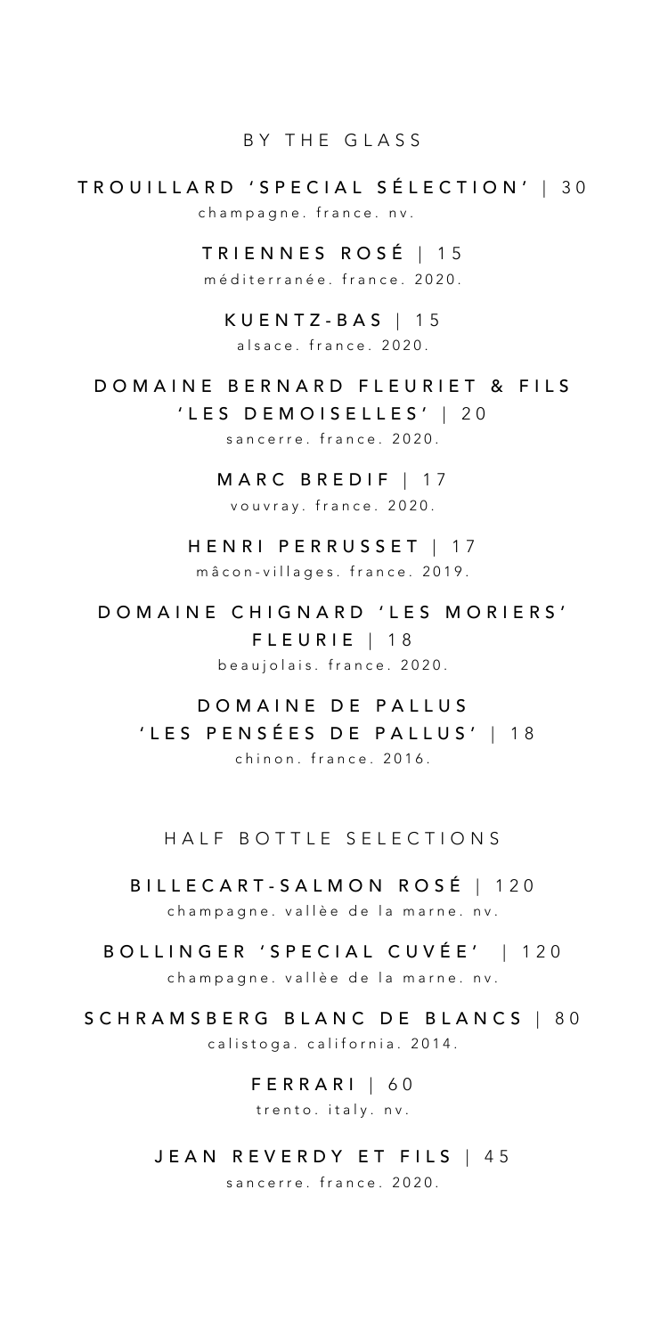## BY THE GLASS

**TROUILLARD 'SPECIAL SÉLECTION'** | 30
champagne. france. nv.

**TRIENNES ROSÉ** | 15
méditerranée. france. 2020.

**KUENTZ-BAS** | 15
alsace. france. 2020.

**DOMAINE BERNARD FLEURIET & FILS 'LES DEMOISELLES'** | 20
sancerre. france. 2020.

**MARC BREDIF** | 17
vouvray. france. 2020.

**HENRI PERRUSSET** | 17
mâcon-villages. france. 2019.

**DOMAINE CHIGNARD 'LES MORIERS' FLEURIE** | 18
beaujolais. france. 2020.

**DOMAINE DE PALLUS 'LES PENSÉES DE PALLUS'** | 18
chinon. france. 2016.

## HALF BOTTLE SELECTIONS

**BILLECART-SALMON ROSÉ** | 120
champagne. vallèe de la marne. nv.

**BOLLINGER 'SPECIAL CUVÉE'** | 120
champagne. vallèe de la marne. nv.

**SCHRAMSBERG BLANC DE BLANCS** | 80
calistoga. california. 2014.

**FERRARI** | 60
trento. italy. nv.

**JEAN REVERDY ET FILS** | 45
sancerre. france. 2020.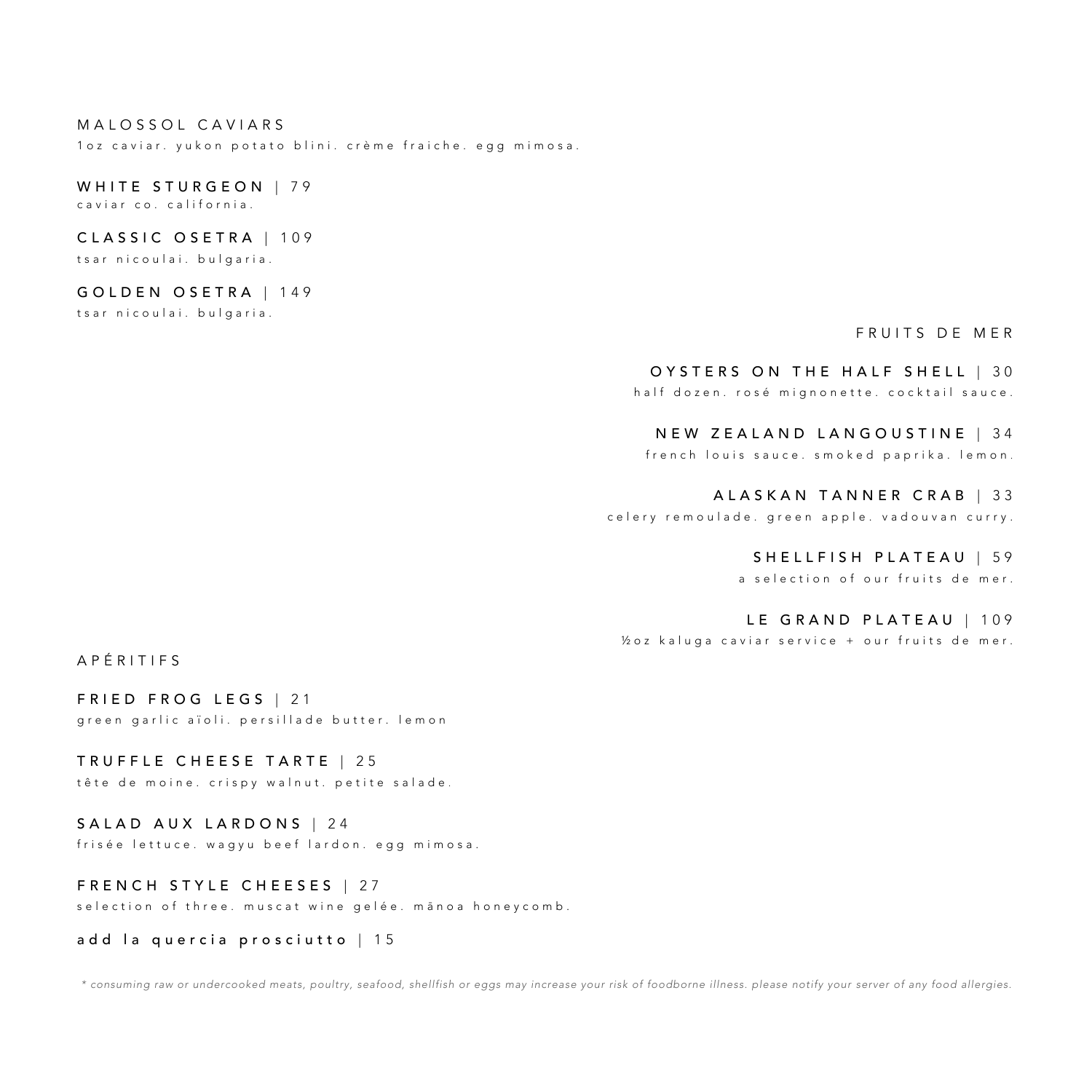## MALOSSOL CAVIARS

1oz caviar. yukon potato blini. crème fraiche. egg mimosa.

**WHITE STURGEON** | 79
caviar co. california.

**CLASSIC OSETRA** | 109
tsar nicoulai. bulgaria.

**GOLDEN OSETRA** | 149
tsar nicoulai. bulgaria.

## FRUITS DE MER

**OYSTERS ON THE HALF SHELL** | 30
half dozen. rosé mignonette. cocktail sauce.

**NEW ZEALAND LANGOUSTINE** | 34
french louis sauce. smoked paprika. lemon.

**ALASKAN TANNER CRAB** | 33
celery remoulade. green apple. vadouvan curry.

**SHELLFISH PLATEAU** | 59
a selection of our fruits de mer.

**LE GRAND PLATEAU** | 109
½oz kaluga caviar service + our fruits de mer.

## APÉRITIFS

**FRIED FROG LEGS** | 21
green garlic aïoli. persillade butter. lemon

**TRUFFLE CHEESE TARTE** | 25
tête de moine. crispy walnut. petite salade.

**SALAD AUX LARDONS** | 24
frisée lettuce. wagyu beef lardon. egg mimosa.

**FRENCH STYLE CHEESES** | 27
selection of three. muscat wine gelée. mānoa honeycomb.

**add la quercia prosciutto** | 15

*\* consuming raw or undercooked meats, poultry, seafood, shellfish or eggs may increase your risk of foodborne illness. please notify your server of any food allergies.*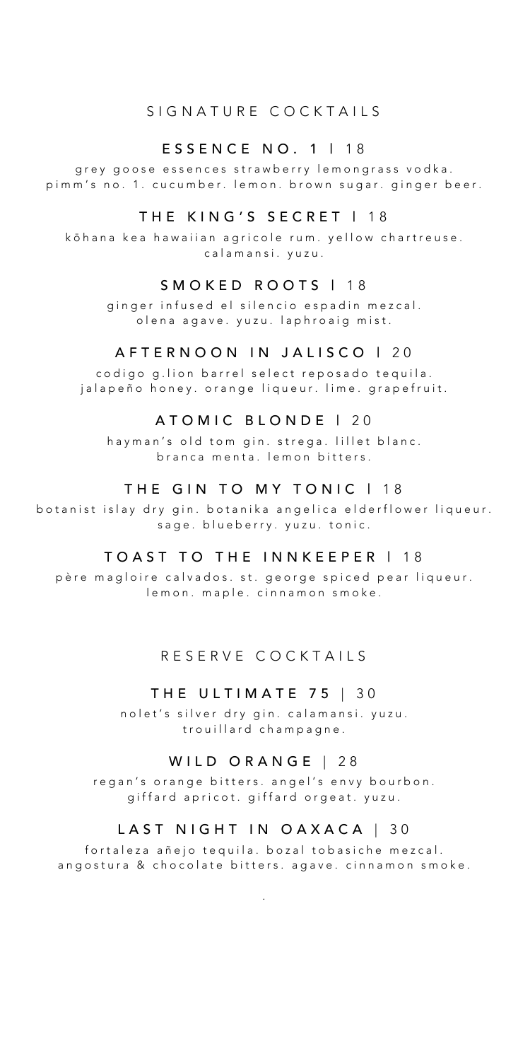## SIGNATURE COCKTAILS

### ESSENCE NO. 1 | 18

grey goose essences strawberry lemongrass vodka. pimm's no. 1. cucumber. lemon. brown sugar. ginger beer.

### THE KING'S SECRET | 18

kōhana kea hawaiian agricole rum. yellow chartreuse. calamansi. yuzu.

### SMOKED ROOTS | 18

ginger infused el silencio espadin mezcal. olena agave. yuzu. laphroaig mist.

### AFTERNOON IN JALISCO | 20

codigo g.lion barrel select reposado tequila. jalapeño honey. orange liqueur. lime. grapefruit.

### ATOMIC BLONDE | 20

hayman's old tom gin. strega. lillet blanc. branca menta. lemon bitters.

### THE GIN TO MY TONIC | 18

botanist islay dry gin. botanika angelica elderflower liqueur. sage. blueberry. yuzu. tonic.

### TOAST TO THE INNKEEPER | 18

père magloire calvados. st. george spiced pear liqueur. lemon. maple. cinnamon smoke.

## RESERVE COCKTAILS

### THE ULTIMATE 75 | 30

nolet's silver dry gin. calamansi. yuzu. trouillard champagne.

### WILD ORANGE | 28

regan's orange bitters. angel's envy bourbon. giffard apricot. giffard orgeat. yuzu.

### LAST NIGHT IN OAXACA | 30

fortaleza añejo tequila. bozal tobasiche mezcal. angostura & chocolate bitters. agave. cinnamon smoke.